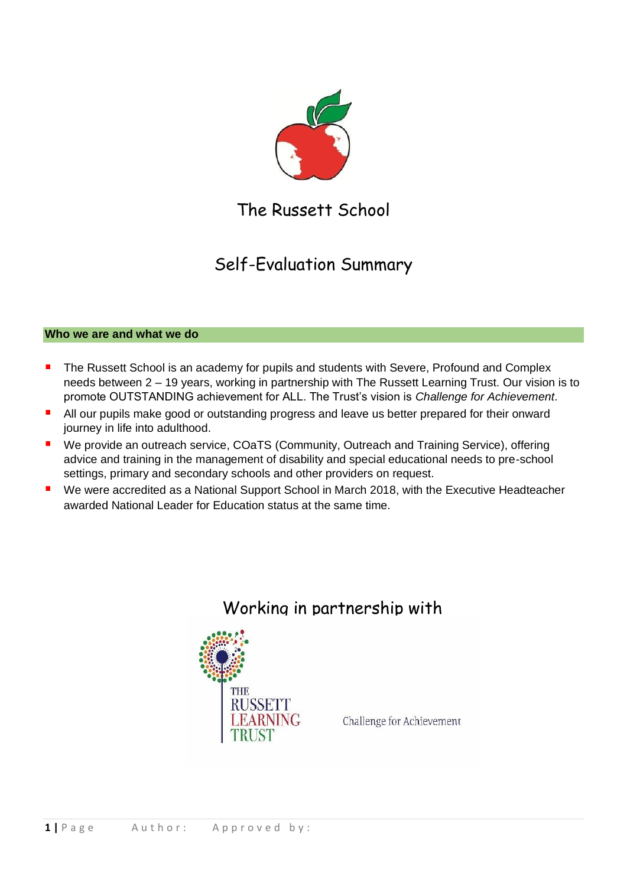# The Russett School

## Self-Evaluation Summary

### Who we are and what we do

- The Russett School is an academy for pupils and students with Severe, Profound and Complex needs between 2 – 19 years, working in partnership with The Russett Learning Trust. Our vision is to promote OUTSTANDING achievement for ALL. The Trust's vision is *Challenge for Achievement*.
- All our pupils make good or outstanding progress and leave us better prepared for their onward journey in life into adulthood.
- We provide an outreach service, COaTS (Community, Outreach and Training Service), offering advice and training in the management of disability and special educational needs to pre-school settings, primary and secondary schools and other providers on request.
- We were accredited as a National Support School in March 2018, with the Executive Headteacher awarded National Leader for Education status at the same time.

Working in partnership with

THE RUSSETT LEARNING TRUST

Challenge for Achievement

Author: Approved by: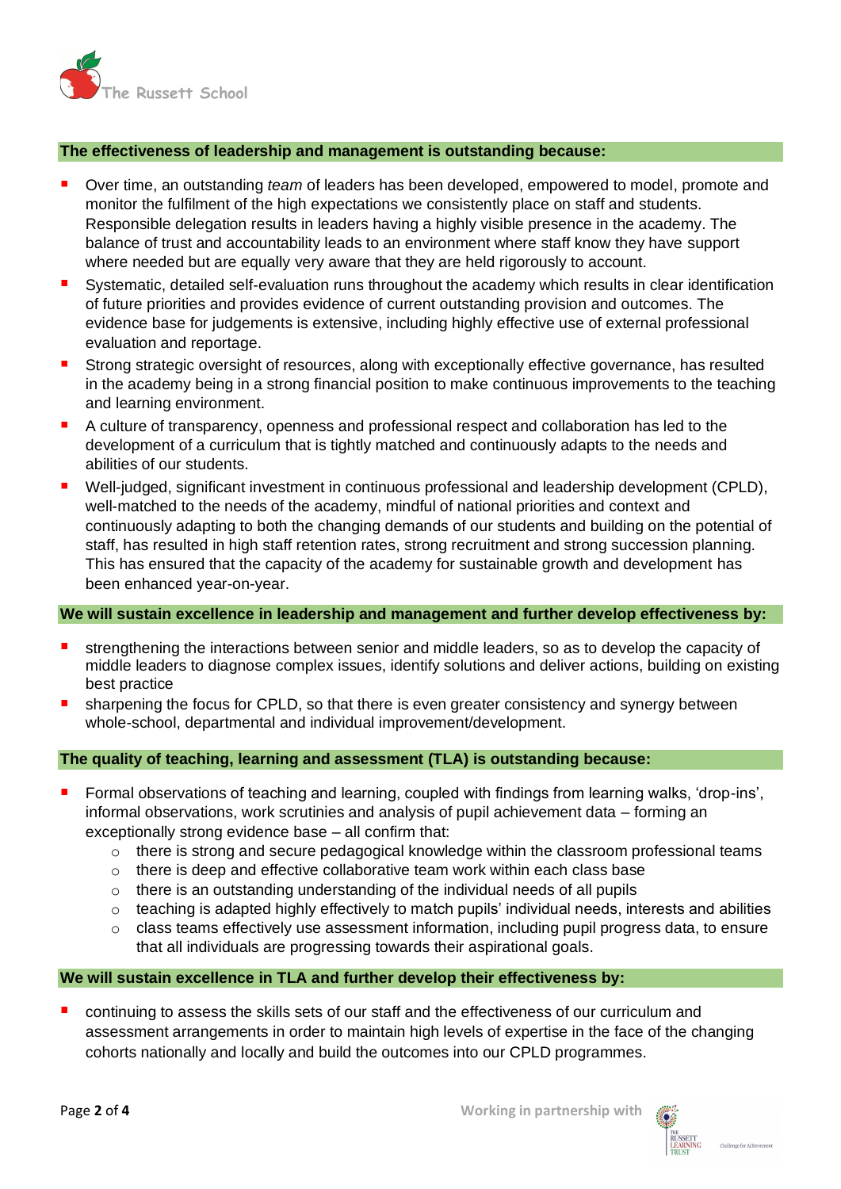**The effectiveness of leadership and management is outstanding because:**

- Over time, an outstanding *team* of leaders has been developed, empowered to model, promote and monitor the fulfilment of the high expectations we consistently place on staff and students. Responsible delegation results in leaders having a highly visible presence in the academy. The balance of trust and accountability leads to an environment where staff know they have support where needed but are equally very aware that they are held rigorously to account.
- Systematic, detailed self-evaluation runs throughout the academy which results in clear identification of future priorities and provides evidence of current outstanding provision and outcomes. The evidence base for judgements is extensive, including highly effective use of external professional evaluation and reportage.
- Strong strategic oversight of resources, along with exceptionally effective governance, has resulted in the academy being in a strong financial position to make continuous improvements to the teaching and learning environment.
- A culture of transparency, openness and professional respect and collaboration has led to the development of a curriculum that is tightly matched and continuously adapts to the needs and abilities of our students.
- Well-judged, significant investment in continuous professional and leadership development (CPLD), well-matched to the needs of the academy, mindful of national priorities and context and continuously adapting to both the changing demands of our students and building on the potential of staff, has resulted in high staff retention rates, strong recruitment and strong succession planning. This has ensured that the capacity of the academy for sustainable growth and development has been enhanced year-on-year.

**We will sustain excellence in leadership and management and further develop effectiveness by:**

- strengthening the interactions between senior and middle leaders, so as to develop the capacity of middle leaders to diagnose complex issues, identify solutions and deliver actions, building on existing best practice
- sharpening the focus for CPLD, so that there is even greater consistency and synergy between whole-school, departmental and individual improvement/development.

**The quality of teaching, learning and assessment (TLA) is outstanding because:**

- Formal observations of teaching and learning, coupled with findings from learning walks, 'drop-ins', informal observations, work scrutinies and analysis of pupil achievement data – forming an exceptionally strong evidence base – all confirm that:
  - there is strong and secure pedagogical knowledge within the classroom professional teams
  - there is deep and effective collaborative team work within each class base
  - there is an outstanding understanding of the individual needs of all pupils
  - teaching is adapted highly effectively to match pupils' individual needs, interests and abilities
  - class teams effectively use assessment information, including pupil progress data, to ensure that all individuals are progressing towards their aspirational goals.

**We will sustain excellence in TLA and further develop their effectiveness by:**

- continuing to assess the skills sets of our staff and the effectiveness of our curriculum and assessment arrangements in order to maintain high levels of expertise in the face of the changing cohorts nationally and locally and build the outcomes into our CPLD programmes.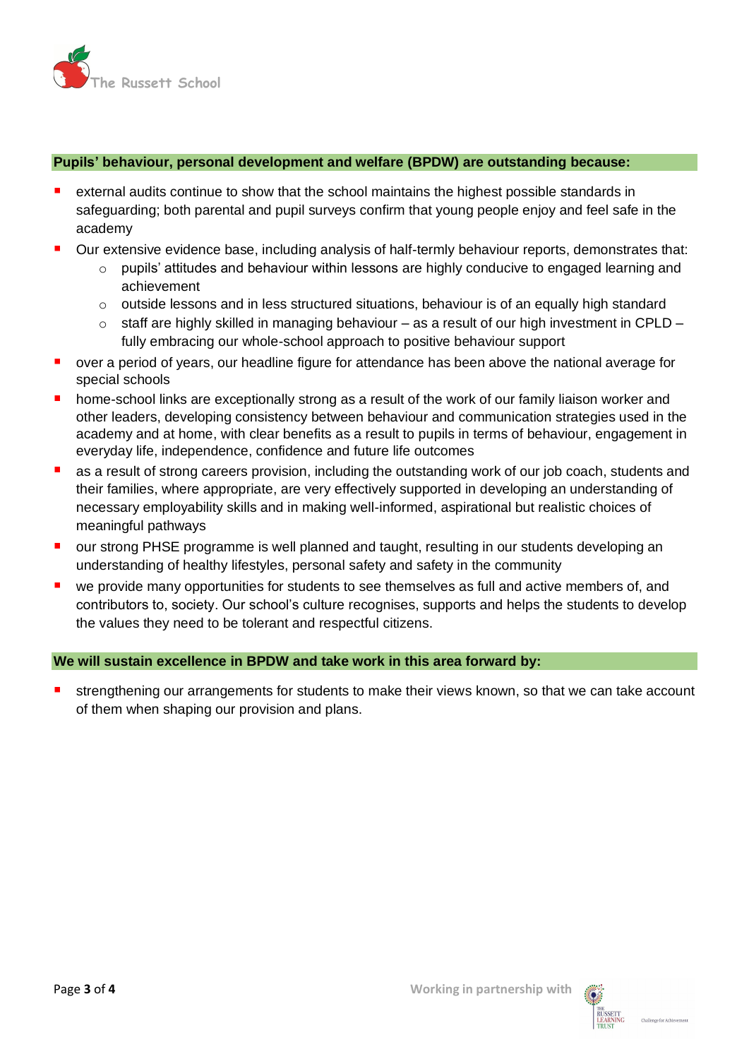**Pupils' behaviour, personal development and welfare (BPDW) are outstanding because:**

- external audits continue to show that the school maintains the highest possible standards in safeguarding; both parental and pupil surveys confirm that young people enjoy and feel safe in the academy
- Our extensive evidence base, including analysis of half-termly behaviour reports, demonstrates that:
  - pupils' attitudes and behaviour within lessons are highly conducive to engaged learning and achievement
  - outside lessons and in less structured situations, behaviour is of an equally high standard
  - staff are highly skilled in managing behaviour – as a result of our high investment in CPLD – fully embracing our whole-school approach to positive behaviour support
- over a period of years, our headline figure for attendance has been above the national average for special schools
- home-school links are exceptionally strong as a result of the work of our family liaison worker and other leaders, developing consistency between behaviour and communication strategies used in the academy and at home, with clear benefits as a result to pupils in terms of behaviour, engagement in everyday life, independence, confidence and future life outcomes
- as a result of strong careers provision, including the outstanding work of our job coach, students and their families, where appropriate, are very effectively supported in developing an understanding of necessary employability skills and in making well-informed, aspirational but realistic choices of meaningful pathways
- our strong PHSE programme is well planned and taught, resulting in our students developing an understanding of healthy lifestyles, personal safety and safety in the community
- we provide many opportunities for students to see themselves as full and active members of, and contributors to, society. Our school's culture recognises, supports and helps the students to develop the values they need to be tolerant and respectful citizens.

**We will sustain excellence in BPDW and take work in this area forward by:**

- strengthening our arrangements for students to make their views known, so that we can take account of them when shaping our provision and plans.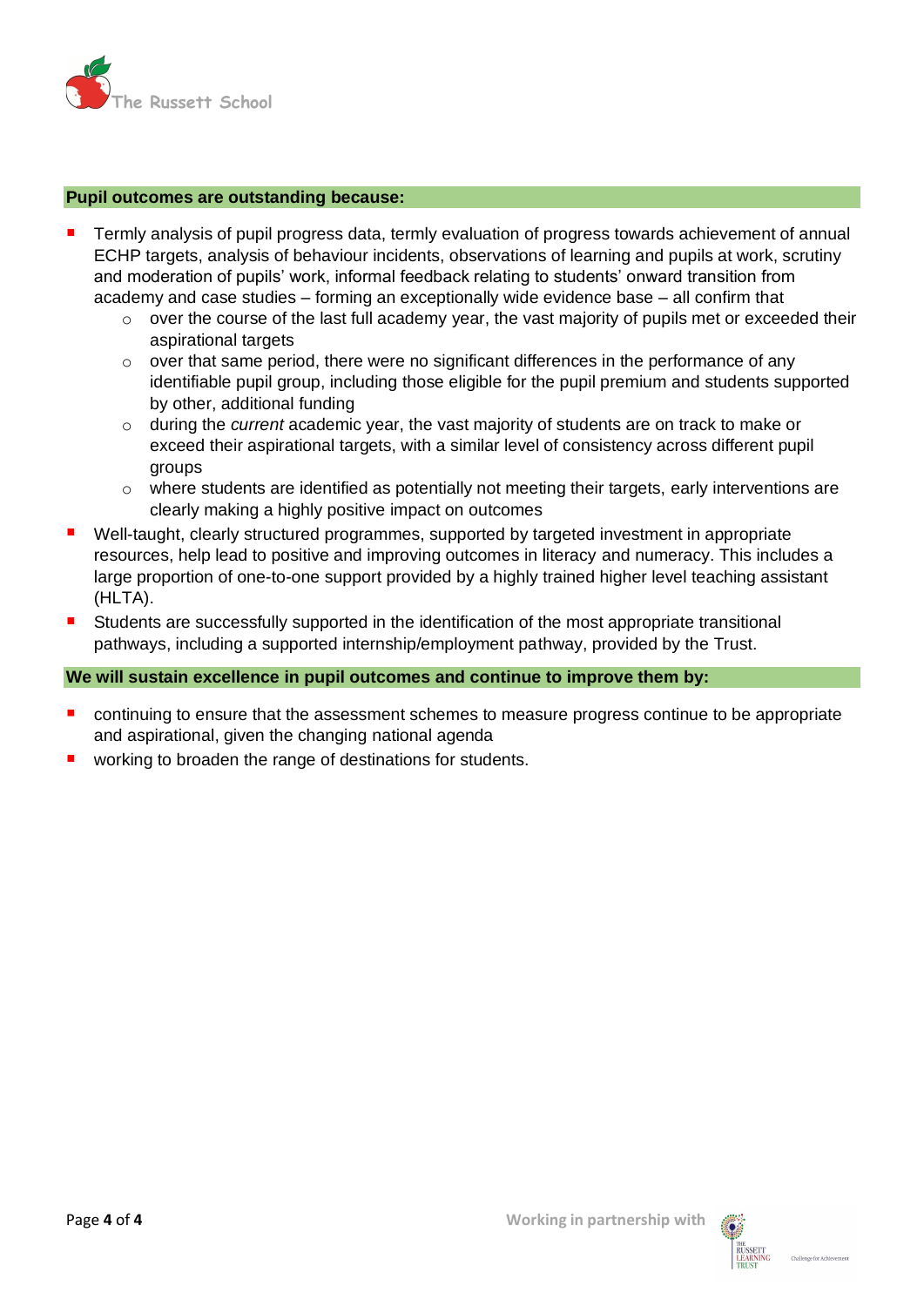### Pupil outcomes are outstanding because:

- Termly analysis of pupil progress data, termly evaluation of progress towards achievement of annual ECHP targets, analysis of behaviour incidents, observations of learning and pupils at work, scrutiny and moderation of pupils' work, informal feedback relating to students' onward transition from academy and case studies – forming an exceptionally wide evidence base – all confirm that
  - over the course of the last full academy year, the vast majority of pupils met or exceeded their aspirational targets
  - over that same period, there were no significant differences in the performance of any identifiable pupil group, including those eligible for the pupil premium and students supported by other, additional funding
  - during the *current* academic year, the vast majority of students are on track to make or exceed their aspirational targets, with a similar level of consistency across different pupil groups
  - where students are identified as potentially not meeting their targets, early interventions are clearly making a highly positive impact on outcomes
- Well-taught, clearly structured programmes, supported by targeted investment in appropriate resources, help lead to positive and improving outcomes in literacy and numeracy. This includes a large proportion of one-to-one support provided by a highly trained higher level teaching assistant (HLTA).
- Students are successfully supported in the identification of the most appropriate transitional pathways, including a supported internship/employment pathway, provided by the Trust.

### We will sustain excellence in pupil outcomes and continue to improve them by:

- continuing to ensure that the assessment schemes to measure progress continue to be appropriate and aspirational, given the changing national agenda
- working to broaden the range of destinations for students.